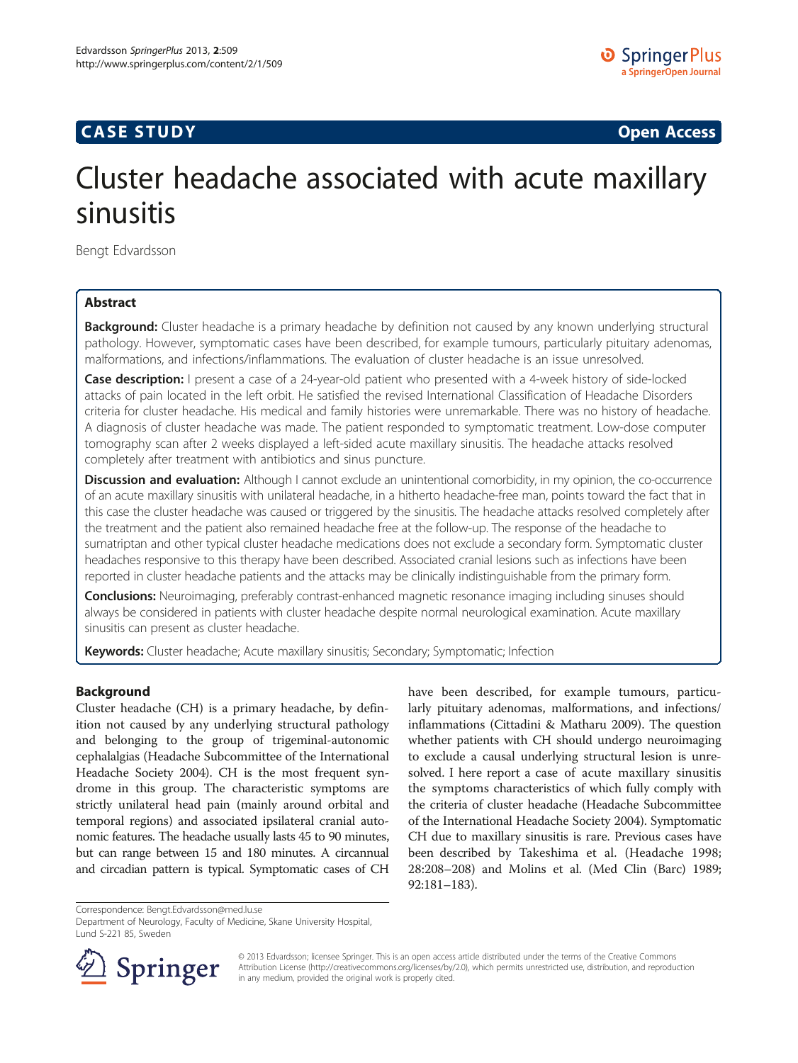**CASE STUDY** **Open Access**

# Cluster headache associated with acute maxillary sinusitis

Bengt Edvardsson

## Abstract

**Background:** Cluster headache is a primary headache by definition not caused by any known underlying structural pathology. However, symptomatic cases have been described, for example tumours, particularly pituitary adenomas, malformations, and infections/inflammations. The evaluation of cluster headache is an issue unresolved.

**Case description:** I present a case of a 24-year-old patient who presented with a 4-week history of side-locked attacks of pain located in the left orbit. He satisfied the revised International Classification of Headache Disorders criteria for cluster headache. His medical and family histories were unremarkable. There was no history of headache. A diagnosis of cluster headache was made. The patient responded to symptomatic treatment. Low-dose computer tomography scan after 2 weeks displayed a left-sided acute maxillary sinusitis. The headache attacks resolved completely after treatment with antibiotics and sinus puncture.

**Discussion and evaluation:** Although I cannot exclude an unintentional comorbidity, in my opinion, the co-occurrence of an acute maxillary sinusitis with unilateral headache, in a hitherto headache-free man, points toward the fact that in this case the cluster headache was caused or triggered by the sinusitis. The headache attacks resolved completely after the treatment and the patient also remained headache free at the follow-up. The response of the headache to sumatriptan and other typical cluster headache medications does not exclude a secondary form. Symptomatic cluster headaches responsive to this therapy have been described. Associated cranial lesions such as infections have been reported in cluster headache patients and the attacks may be clinically indistinguishable from the primary form.

**Conclusions:** Neuroimaging, preferably contrast-enhanced magnetic resonance imaging including sinuses should always be considered in patients with cluster headache despite normal neurological examination. Acute maxillary sinusitis can present as cluster headache.

**Keywords:** Cluster headache; Acute maxillary sinusitis; Secondary; Symptomatic; Infection

## Background

Cluster headache (CH) is a primary headache, by definition not caused by any underlying structural pathology and belonging to the group of trigeminal-autonomic cephalalgias (Headache Subcommittee of the International Headache Society 2004). CH is the most frequent syndrome in this group. The characteristic symptoms are strictly unilateral head pain (mainly around orbital and temporal regions) and associated ipsilateral cranial autonomic features. The headache usually lasts 45 to 90 minutes, but can range between 15 and 180 minutes. A circannual and circadian pattern is typical. Symptomatic cases of CH have been described, for example tumours, particularly pituitary adenomas, malformations, and infections/inflammations (Cittadini & Matharu 2009). The question whether patients with CH should undergo neuroimaging to exclude a causal underlying structural lesion is unresolved. I here report a case of acute maxillary sinusitis the symptoms characteristics of which fully comply with the criteria of cluster headache (Headache Subcommittee of the International Headache Society 2004). Symptomatic CH due to maxillary sinusitis is rare. Previous cases have been described by Takeshima et al. (Headache 1998; 28:208–208) and Molins et al. (Med Clin (Barc) 1989; 92:181–183).

Correspondence: Bengt.Edvardsson@med.lu.se
Department of Neurology, Faculty of Medicine, Skane University Hospital, Lund S-221 85, Sweden

© 2013 Edvardsson; licensee Springer. This is an open access article distributed under the terms of the Creative Commons Attribution License (http://creativecommons.org/licenses/by/2.0), which permits unrestricted use, distribution, and reproduction in any medium, provided the original work is properly cited.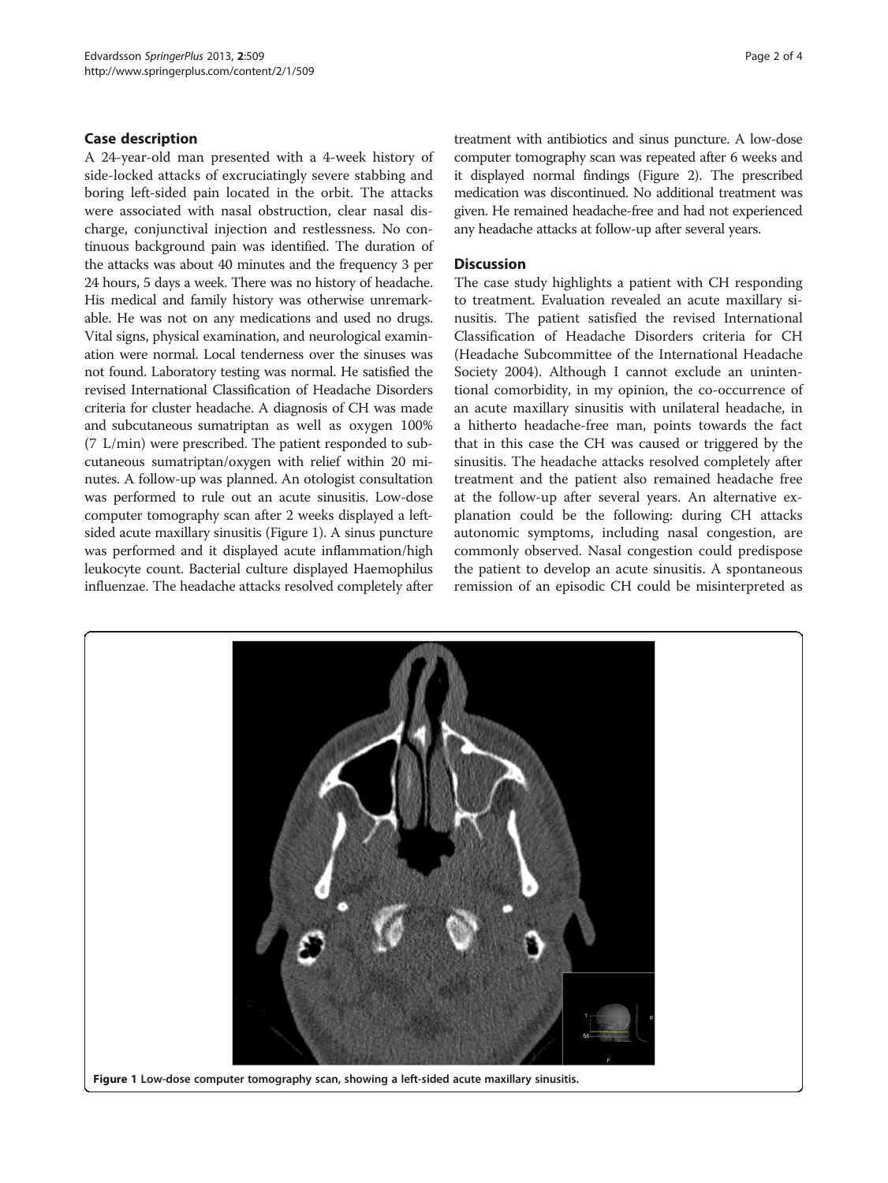## Case description

A 24-year-old man presented with a 4-week history of side-locked attacks of excruciatingly severe stabbing and boring left-sided pain located in the orbit. The attacks were associated with nasal obstruction, clear nasal discharge, conjunctival injection and restlessness. No continuous background pain was identified. The duration of the attacks was about 40 minutes and the frequency 3 per 24 hours, 5 days a week. There was no history of headache. His medical and family history was otherwise unremarkable. He was not on any medications and used no drugs. Vital signs, physical examination, and neurological examination were normal. Local tenderness over the sinuses was not found. Laboratory testing was normal. He satisfied the revised International Classification of Headache Disorders criteria for cluster headache. A diagnosis of CH was made and subcutaneous sumatriptan as well as oxygen 100% (7 L/min) were prescribed. The patient responded to subcutaneous sumatriptan/oxygen with relief within 20 minutes. A follow-up was planned. An otologist consultation was performed to rule out an acute sinusitis. Low-dose computer tomography scan after 2 weeks displayed a left-sided acute maxillary sinusitis (Figure 1). A sinus puncture was performed and it displayed acute inflammation/high leukocyte count. Bacterial culture displayed Haemophilus influenzae. The headache attacks resolved completely after treatment with antibiotics and sinus puncture. A low-dose computer tomography scan was repeated after 6 weeks and it displayed normal findings (Figure 2). The prescribed medication was discontinued. No additional treatment was given. He remained headache-free and had not experienced any headache attacks at follow-up after several years.

## Discussion

The case study highlights a patient with CH responding to treatment. Evaluation revealed an acute maxillary sinusitis. The patient satisfied the revised International Classification of Headache Disorders criteria for CH (Headache Subcommittee of the International Headache Society 2004). Although I cannot exclude an unintentional comorbidity, in my opinion, the co-occurrence of an acute maxillary sinusitis with unilateral headache, in a hitherto headache-free man, points towards the fact that in this case the CH was caused or triggered by the sinusitis. The headache attacks resolved completely after treatment and the patient also remained headache free at the follow-up after several years. An alternative explanation could be the following: during CH attacks autonomic symptoms, including nasal congestion, are commonly observed. Nasal congestion could predispose the patient to develop an acute sinusitis. A spontaneous remission of an episodic CH could be misinterpreted as

**Figure 1** Low-dose computer tomography scan, showing a left-sided acute maxillary sinusitis.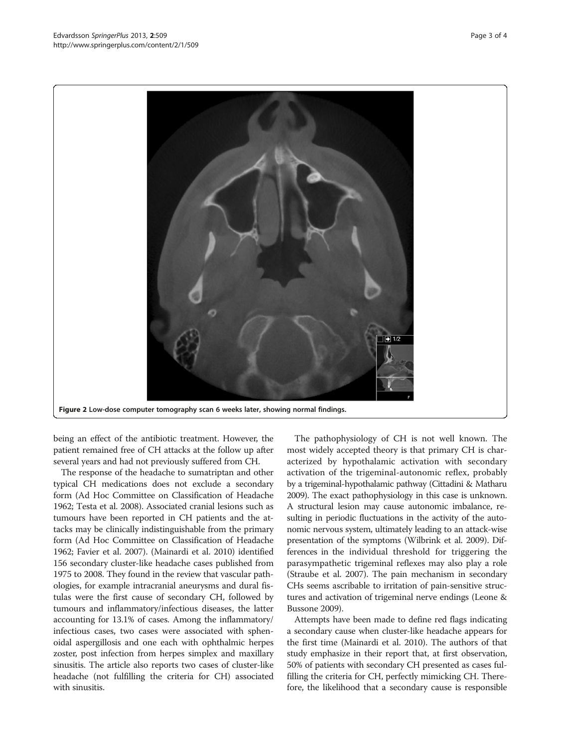Figure 2 Low-dose computer tomography scan 6 weeks later, showing normal findings.

being an effect of the antibiotic treatment. However, the patient remained free of CH attacks at the follow up after several years and had not previously suffered from CH.

The response of the headache to sumatriptan and other typical CH medications does not exclude a secondary form (Ad Hoc Committee on Classification of Headache 1962; Testa et al. 2008). Associated cranial lesions such as tumours have been reported in CH patients and the attacks may be clinically indistinguishable from the primary form (Ad Hoc Committee on Classification of Headache 1962; Favier et al. 2007). (Mainardi et al. 2010) identified 156 secondary cluster-like headache cases published from 1975 to 2008. They found in the review that vascular pathologies, for example intracranial aneurysms and dural fistulas were the first cause of secondary CH, followed by tumours and inflammatory/infectious diseases, the latter accounting for 13.1% of cases. Among the inflammatory/infectious cases, two cases were associated with sphenoidal aspergillosis and one each with ophthalmic herpes zoster, post infection from herpes simplex and maxillary sinusitis. The article also reports two cases of cluster-like headache (not fulfilling the criteria for CH) associated with sinusitis.

The pathophysiology of CH is not well known. The most widely accepted theory is that primary CH is characterized by hypothalamic activation with secondary activation of the trigeminal-autonomic reflex, probably by a trigeminal-hypothalamic pathway (Cittadini & Matharu 2009). The exact pathophysiology in this case is unknown. A structural lesion may cause autonomic imbalance, resulting in periodic fluctuations in the activity of the autonomic nervous system, ultimately leading to an attack-wise presentation of the symptoms (Wilbrink et al. 2009). Differences in the individual threshold for triggering the parasympathetic trigeminal reflexes may also play a role (Straube et al. 2007). The pain mechanism in secondary CHs seems ascribable to irritation of pain-sensitive structures and activation of trigeminal nerve endings (Leone & Bussone 2009).

Attempts have been made to define red flags indicating a secondary cause when cluster-like headache appears for the first time (Mainardi et al. 2010). The authors of that study emphasize in their report that, at first observation, 50% of patients with secondary CH presented as cases fulfilling the criteria for CH, perfectly mimicking CH. Therefore, the likelihood that a secondary cause is responsible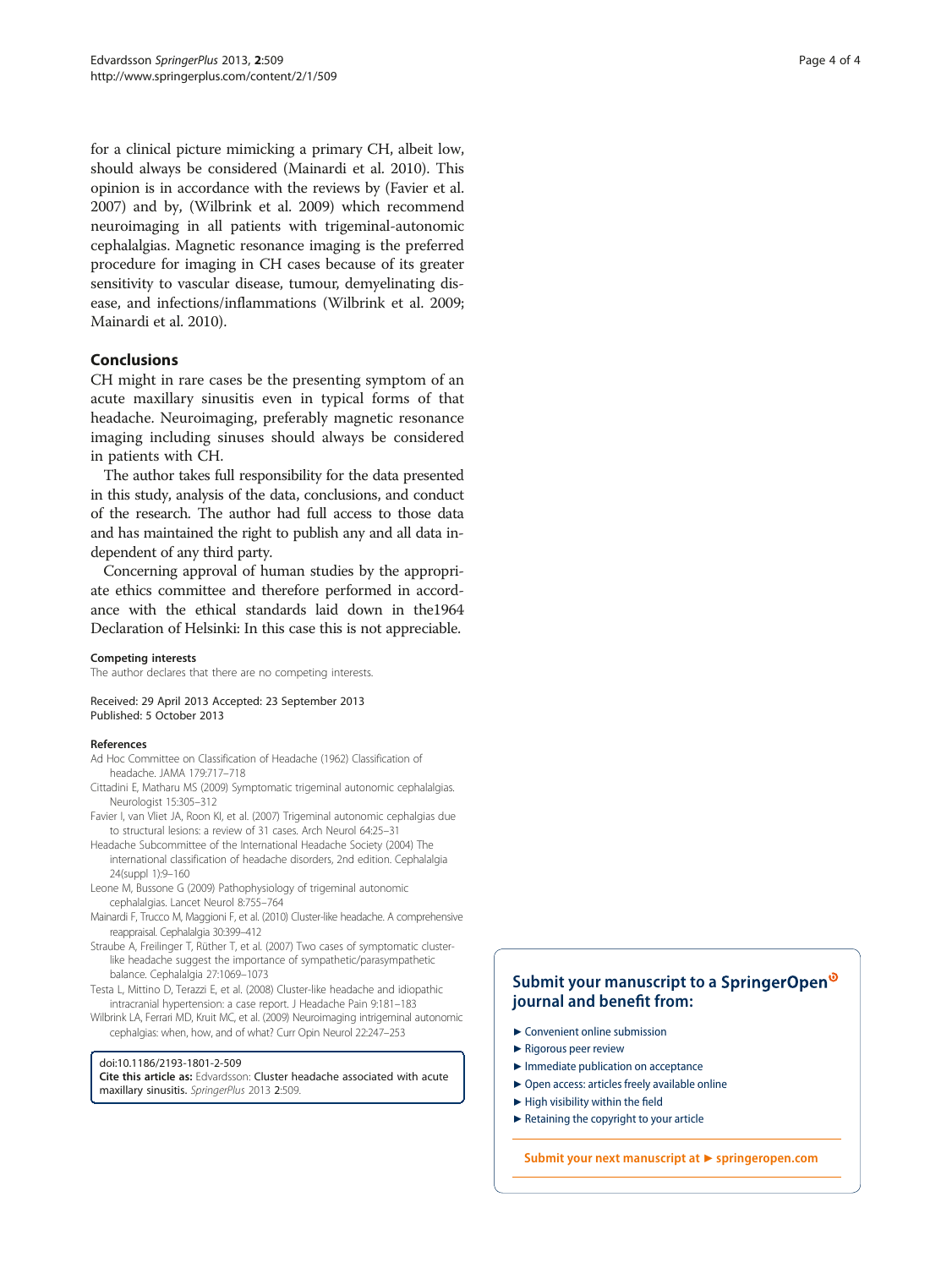for a clinical picture mimicking a primary CH, albeit low, should always be considered (Mainardi et al. 2010). This opinion is in accordance with the reviews by (Favier et al. 2007) and by, (Wilbrink et al. 2009) which recommend neuroimaging in all patients with trigeminal-autonomic cephalalgias. Magnetic resonance imaging is the preferred procedure for imaging in CH cases because of its greater sensitivity to vascular disease, tumour, demyelinating disease, and infections/inflammations (Wilbrink et al. 2009; Mainardi et al. 2010).

## Conclusions

CH might in rare cases be the presenting symptom of an acute maxillary sinusitis even in typical forms of that headache. Neuroimaging, preferably magnetic resonance imaging including sinuses should always be considered in patients with CH.

The author takes full responsibility for the data presented in this study, analysis of the data, conclusions, and conduct of the research. The author had full access to those data and has maintained the right to publish any and all data independent of any third party.

Concerning approval of human studies by the appropriate ethics committee and therefore performed in accordance with the ethical standards laid down in the1964 Declaration of Helsinki: In this case this is not appreciable.

#### Competing interests

The author declares that there are no competing interests.

Received: 29 April 2013 Accepted: 23 September 2013
Published: 5 October 2013

#### References

- Ad Hoc Committee on Classification of Headache (1962) Classification of headache. JAMA 179:717–718
- Cittadini E, Matharu MS (2009) Symptomatic trigeminal autonomic cephalalgias. Neurologist 15:305–312
- Favier I, van Vliet JA, Roon KI, et al. (2007) Trigeminal autonomic cephalgias due to structural lesions: a review of 31 cases. Arch Neurol 64:25–31
- Headache Subcommittee of the International Headache Society (2004) The international classification of headache disorders, 2nd edition. Cephalalgia 24(suppl 1):9–160
- Leone M, Bussone G (2009) Pathophysiology of trigeminal autonomic cephalalgias. Lancet Neurol 8:755–764
- Mainardi F, Trucco M, Maggioni F, et al. (2010) Cluster-like headache. A comprehensive reappraisal. Cephalalgia 30:399–412
- Straube A, Freilinger T, Rüther T, et al. (2007) Two cases of symptomatic cluster-like headache suggest the importance of sympathetic/parasympathetic balance. Cephalalgia 27:1069–1073
- Testa L, Mittino D, Terazzi E, et al. (2008) Cluster-like headache and idiopathic intracranial hypertension: a case report. J Headache Pain 9:181–183
- Wilbrink LA, Ferrari MD, Kruit MC, et al. (2009) Neuroimaging intrigeminal autonomic cephalgias: when, how, and of what? Curr Opin Neurol 22:247–253

doi:10.1186/2193-1801-2-509
**Cite this article as:** Edvardsson: Cluster headache associated with acute maxillary sinusitis. *SpringerPlus* 2013 **2**:509.

**Submit your manuscript to a SpringerOpen journal and benefit from:**

- ► Convenient online submission
- ► Rigorous peer review
- ► Immediate publication on acceptance
- ► Open access: articles freely available online
- ► High visibility within the field
- ► Retaining the copyright to your article

**Submit your next manuscript at ► springeropen.com**